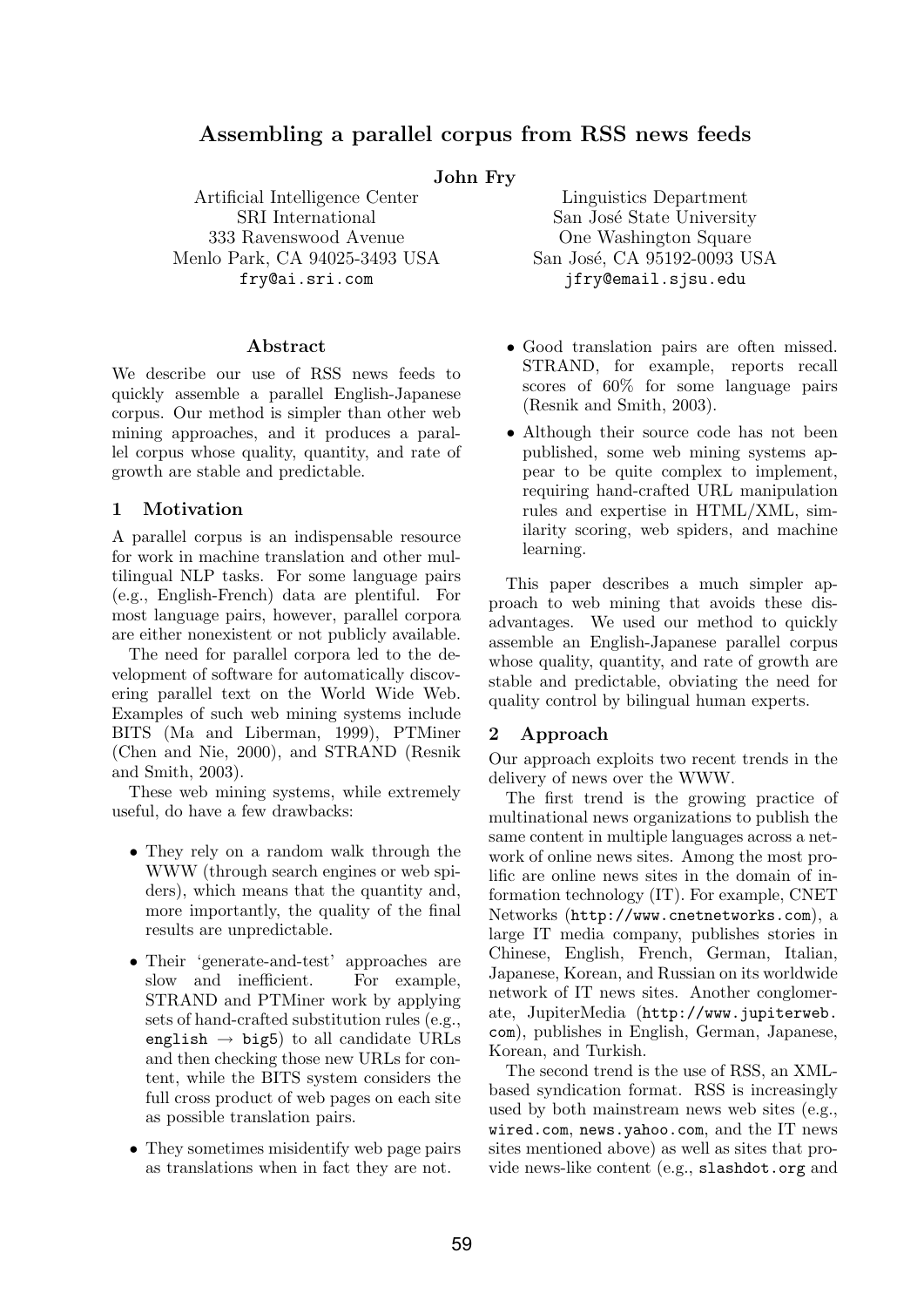# Assembling a parallel corpus from RSS news feeds

**John Fry**

Artificial Intelligence Center
SRI International
333 Ravenswood Avenue
Menlo Park, CA 94025-3493 USA
fry@ai.sri.com

Linguistics Department
San José State University
One Washington Square
San José, CA 95192-0093 USA
jfry@email.sjsu.edu

### Abstract

We describe our use of RSS news feeds to quickly assemble a parallel English-Japanese corpus. Our method is simpler than other web mining approaches, and it produces a parallel corpus whose quality, quantity, and rate of growth are stable and predictable.

## 1 Motivation

A parallel corpus is an indispensable resource for work in machine translation and other multilingual NLP tasks. For some language pairs (e.g., English-French) data are plentiful. For most language pairs, however, parallel corpora are either nonexistent or not publicly available.

The need for parallel corpora led to the development of software for automatically discovering parallel text on the World Wide Web. Examples of such web mining systems include BITS (Ma and Liberman, 1999), PTMiner (Chen and Nie, 2000), and STRAND (Resnik and Smith, 2003).

These web mining systems, while extremely useful, do have a few drawbacks:

- They rely on a random walk through the WWW (through search engines or web spiders), which means that the quantity and, more importantly, the quality of the final results are unpredictable.
- Their 'generate-and-test' approaches are slow and inefficient. For example, STRAND and PTMiner work by applying sets of hand-crafted substitution rules (e.g., `english` → `big5`) to all candidate URLs and then checking those new URLs for content, while the BITS system considers the full cross product of web pages on each site as possible translation pairs.
- They sometimes misidentify web page pairs as translations when in fact they are not.
- Good translation pairs are often missed. STRAND, for example, reports recall scores of 60% for some language pairs (Resnik and Smith, 2003).
- Although their source code has not been published, some web mining systems appear to be quite complex to implement, requiring hand-crafted URL manipulation rules and expertise in HTML/XML, similarity scoring, web spiders, and machine learning.

This paper describes a much simpler approach to web mining that avoids these disadvantages. We used our method to quickly assemble an English-Japanese parallel corpus whose quality, quantity, and rate of growth are stable and predictable, obviating the need for quality control by bilingual human experts.

## 2 Approach

Our approach exploits two recent trends in the delivery of news over the WWW.

The first trend is the growing practice of multinational news organizations to publish the same content in multiple languages across a network of online news sites. Among the most prolific are online news sites in the domain of information technology (IT). For example, CNET Networks (http://www.cnetnetworks.com), a large IT media company, publishes stories in Chinese, English, French, German, Italian, Japanese, Korean, and Russian on its worldwide network of IT news sites. Another conglomerate, JupiterMedia (http://www.jupiterweb.com), publishes in English, German, Japanese, Korean, and Turkish.

The second trend is the use of RSS, an XML-based syndication format. RSS is increasingly used by both mainstream news web sites (e.g., wired.com, news.yahoo.com, and the IT news sites mentioned above) as well as sites that provide news-like content (e.g., slashdot.org and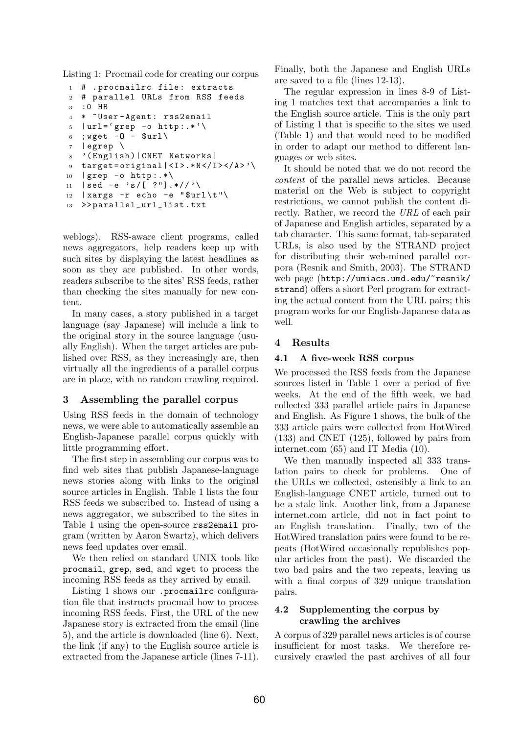Listing 1: Procmail code for creating our corpus

```
# .procmailrc file: extracts
# parallel URLs from RSS feeds
:0 HB
* ^User-Agent: rss2email
|url=`grep -o http:.*`\
;wget -O - $url\
|egrep \
'(English)|CNET Networks|
target=original|<I>.*N</I></A>'\
|grep -o http:.*\
|sed -e 's/[ ?"].*//'\
|xargs -r echo -e "$url\t"\
>>parallel_url_list.txt
```

weblogs). RSS-aware client programs, called news aggregators, help readers keep up with such sites by displaying the latest headlines as soon as they are published. In other words, readers subscribe to the sites' RSS feeds, rather than checking the sites manually for new content.

In many cases, a story published in a target language (say Japanese) will include a link to the original story in the source language (usually English). When the target articles are published over RSS, as they increasingly are, then virtually all the ingredients of a parallel corpus are in place, with no random crawling required.

## 3 Assembling the parallel corpus

Using RSS feeds in the domain of technology news, we were able to automatically assemble an English-Japanese parallel corpus quickly with little programming effort.

The first step in assembling our corpus was to find web sites that publish Japanese-language news stories along with links to the original source articles in English. Table 1 lists the four RSS feeds we subscribed to. Instead of using a news aggregator, we subscribed to the sites in Table 1 using the open-source `rss2email` program (written by Aaron Swartz), which delivers news feed updates over email.

We then relied on standard UNIX tools like `procmail`, `grep`, `sed`, and `wget` to process the incoming RSS feeds as they arrived by email.

Listing 1 shows our `.procmailrc` configuration file that instructs procmail how to process incoming RSS feeds. First, the URL of the new Japanese story is extracted from the email (line 5), and the article is downloaded (line 6). Next, the link (if any) to the English source article is extracted from the Japanese article (lines 7-11). Finally, both the Japanese and English URLs are saved to a file (lines 12-13).

The regular expression in lines 8-9 of Listing 1 matches text that accompanies a link to the English source article. This is the only part of Listing 1 that is specific to the sites we used (Table 1) and that would need to be modified in order to adapt our method to different languages or web sites.

It should be noted that we do not record the *content* of the parallel news articles. Because material on the Web is subject to copyright restrictions, we cannot publish the content directly. Rather, we record the *URL* of each pair of Japanese and English articles, separated by a tab character. This same format, tab-separated URLs, is also used by the STRAND project for distributing their web-mined parallel corpora (Resnik and Smith, 2003). The STRAND web page (`http://umiacs.umd.edu/~resnik/strand`) offers a short Perl program for extracting the actual content from the URL pairs; this program works for our English-Japanese data as well.

## 4 Results

### 4.1 A five-week RSS corpus

We processed the RSS feeds from the Japanese sources listed in Table 1 over a period of five weeks. At the end of the fifth week, we had collected 333 parallel article pairs in Japanese and English. As Figure 1 shows, the bulk of the 333 article pairs were collected from HotWired (133) and CNET (125), followed by pairs from internet.com (65) and IT Media (10).

We then manually inspected all 333 translation pairs to check for problems. One of the URLs we collected, ostensibly a link to an English-language CNET article, turned out to be a stale link. Another link, from a Japanese internet.com article, did not in fact point to an English translation. Finally, two of the HotWired translation pairs were found to be repeats (HotWired occasionally republishes popular articles from the past). We discarded the two bad pairs and the two repeats, leaving us with a final corpus of 329 unique translation pairs.

### 4.2 Supplementing the corpus by crawling the archives

A corpus of 329 parallel news articles is of course insufficient for most tasks. We therefore recursively crawled the past archives of all four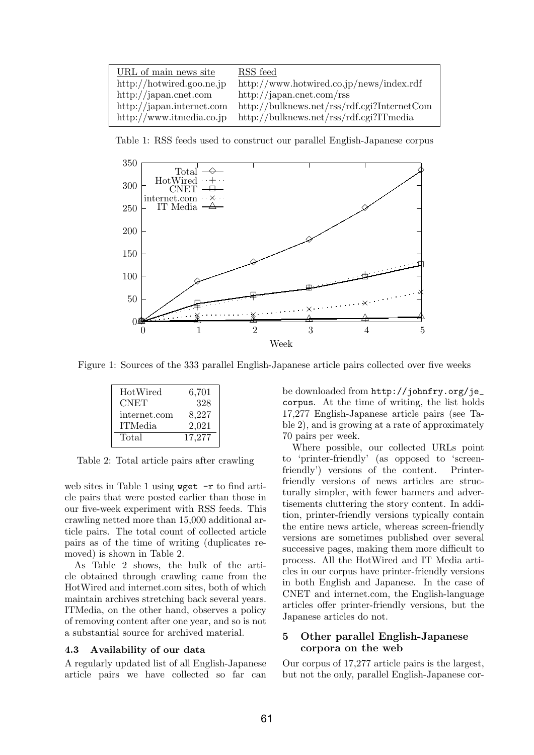| URL of main news site | RSS feed |
|---|---|
| http://hotwired.goo.ne.jp | http://www.hotwired.co.jp/news/index.rdf |
| http://japan.cnet.com | http://japan.cnet.com/rss |
| http://japan.internet.com | http://bulknews.net/rss/rdf.cgi?InternetCom |
| http://www.itmedia.co.jp | http://bulknews.net/rss/rdf.cgi?ITmedia |

Table 1: RSS feeds used to construct our parallel English-Japanese corpus

Figure 1: Sources of the 333 parallel English-Japanese article pairs collected over five weeks

| | |
|---|---|
| HotWired | 6,701 |
| CNET | 328 |
| internet.com | 8,227 |
| ITMedia | 2,021 |
| Total | 17,277 |

Table 2: Total article pairs after crawling

web sites in Table 1 using `wget -r` to find article pairs that were posted earlier than those in our five-week experiment with RSS feeds. This crawling netted more than 15,000 additional article pairs. The total count of collected article pairs as of the time of writing (duplicates removed) is shown in Table 2.

As Table 2 shows, the bulk of the article obtained through crawling came from the HotWired and internet.com sites, both of which maintain archives stretching back several years. ITMedia, on the other hand, observes a policy of removing content after one year, and so is not a substantial source for archived material.

### 4.3 Availability of our data

A regularly updated list of all English-Japanese article pairs we have collected so far can be downloaded from `http://johnfry.org/je_corpus`. At the time of writing, the list holds 17,277 English-Japanese article pairs (see Table 2), and is growing at a rate of approximately 70 pairs per week.

Where possible, our collected URLs point to 'printer-friendly' (as opposed to 'screen-friendly') versions of the content. Printer-friendly versions of news articles are structurally simpler, with fewer banners and advertisements cluttering the story content. In addition, printer-friendly versions typically contain the entire news article, whereas screen-friendly versions are sometimes published over several successive pages, making them more difficult to process. All the HotWired and IT Media articles in our corpus have printer-friendly versions in both English and Japanese. In the case of CNET and internet.com, the English-language articles offer printer-friendly versions, but the Japanese articles do not.

## 5 Other parallel English-Japanese corpora on the web

Our corpus of 17,277 article pairs is the largest, but not the only, parallel English-Japanese cor-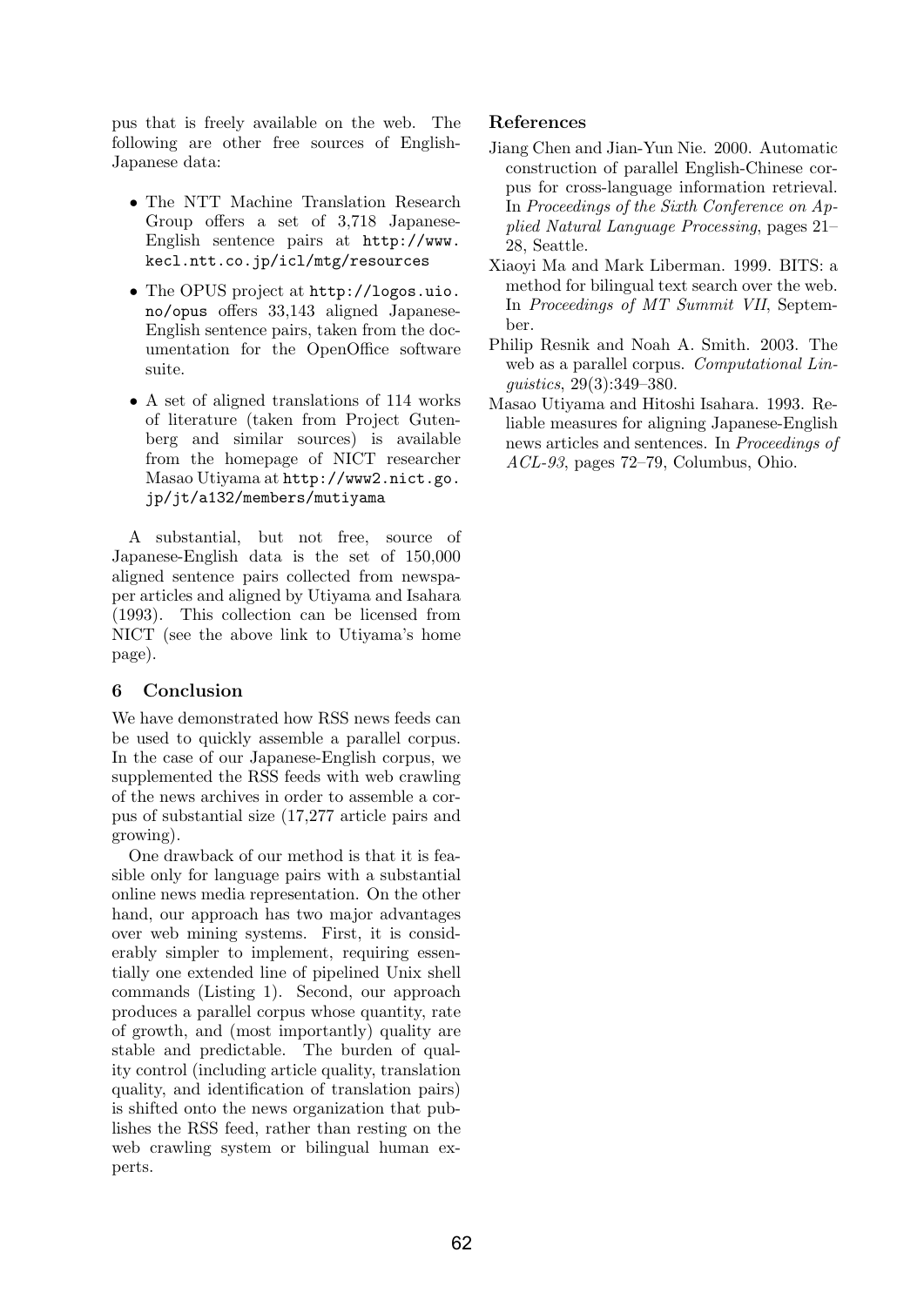pus that is freely available on the web. The following are other free sources of English-Japanese data:

- The NTT Machine Translation Research Group offers a set of 3,718 Japanese-English sentence pairs at http://www.kecl.ntt.co.jp/icl/mtg/resources
- The OPUS project at http://logos.uio.no/opus offers 33,143 aligned Japanese-English sentence pairs, taken from the documentation for the OpenOffice software suite.
- A set of aligned translations of 114 works of literature (taken from Project Gutenberg and similar sources) is available from the homepage of NICT researcher Masao Utiyama at http://www2.nict.go.jp/jt/a132/members/mutiyama

A substantial, but not free, source of Japanese-English data is the set of 150,000 aligned sentence pairs collected from newspaper articles and aligned by Utiyama and Isahara (1993). This collection can be licensed from NICT (see the above link to Utiyama's home page).

## 6 Conclusion

We have demonstrated how RSS news feeds can be used to quickly assemble a parallel corpus. In the case of our Japanese-English corpus, we supplemented the RSS feeds with web crawling of the news archives in order to assemble a corpus of substantial size (17,277 article pairs and growing).

One drawback of our method is that it is feasible only for language pairs with a substantial online news media representation. On the other hand, our approach has two major advantages over web mining systems. First, it is considerably simpler to implement, requiring essentially one extended line of pipelined Unix shell commands (Listing 1). Second, our approach produces a parallel corpus whose quantity, rate of growth, and (most importantly) quality are stable and predictable. The burden of quality control (including article quality, translation quality, and identification of translation pairs) is shifted onto the news organization that publishes the RSS feed, rather than resting on the web crawling system or bilingual human experts.

## References

Jiang Chen and Jian-Yun Nie. 2000. Automatic construction of parallel English-Chinese corpus for cross-language information retrieval. In *Proceedings of the Sixth Conference on Applied Natural Language Processing*, pages 21–28, Seattle.

Xiaoyi Ma and Mark Liberman. 1999. BITS: a method for bilingual text search over the web. In *Proceedings of MT Summit VII*, September.

Philip Resnik and Noah A. Smith. 2003. The web as a parallel corpus. *Computational Linguistics*, 29(3):349–380.

Masao Utiyama and Hitoshi Isahara. 1993. Reliable measures for aligning Japanese-English news articles and sentences. In *Proceedings of ACL-93*, pages 72–79, Columbus, Ohio.